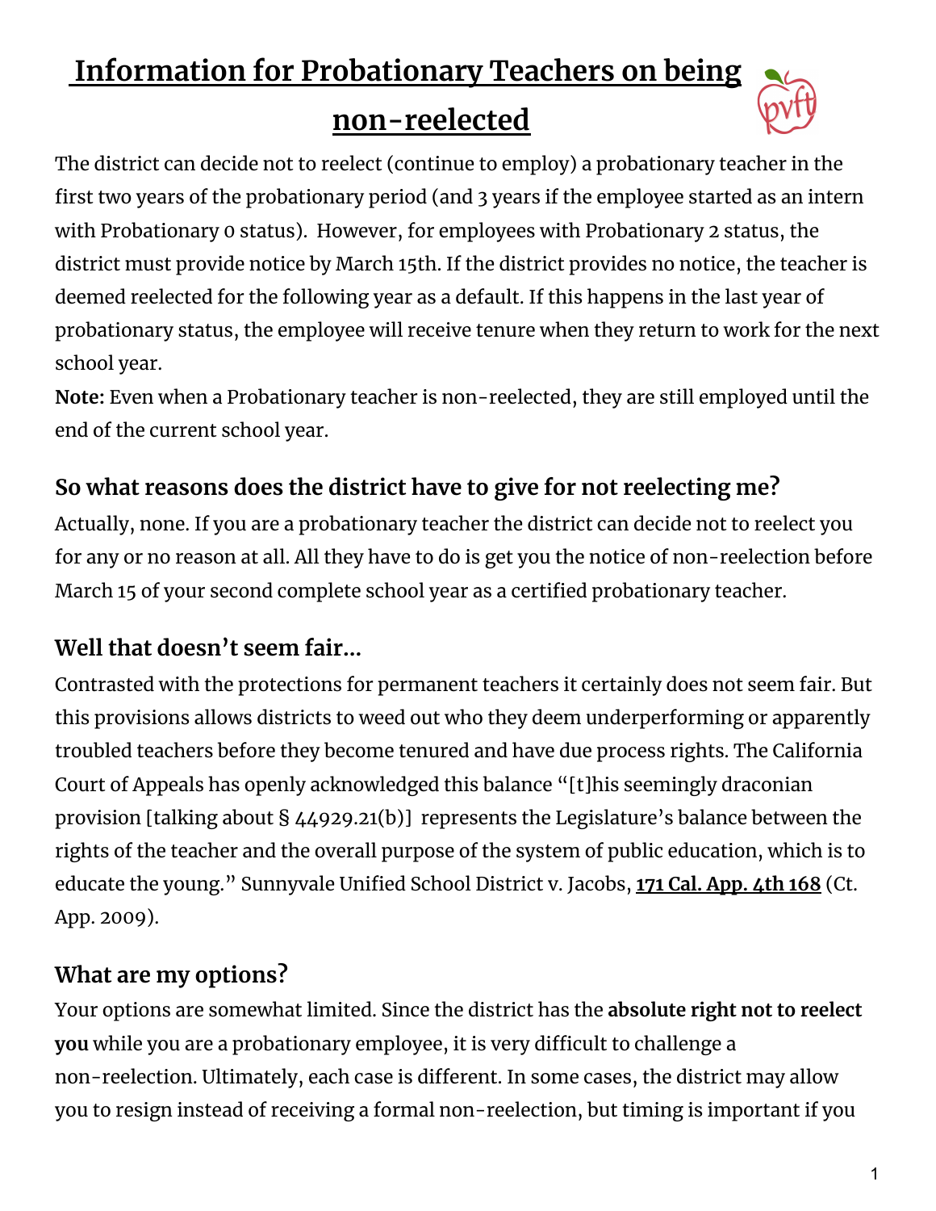# Information for Probationary Teachers on being non-reelected

The district can decide not to reelect (continue to employ) a probationary teacher in the first two years of the probationary period (and 3 years if the employee started as an intern with Probationary 0 status). However, for employees with Probationary 2 status, the district must provide notice by March 15th. If the district provides no notice, the teacher is deemed reelected for the following year as a default. If this happens in the last year of probationary status, the employee will receive tenure when they return to work for the next school year.

**Note:** Even when a Probationary teacher is non-reelected, they are still employed until the end of the current school year.

## So what reasons does the district have to give for not reelecting me?

Actually, none. If you are a probationary teacher the district can decide not to reelect you for any or no reason at all. All they have to do is get you the notice of non-reelection before March 15 of your second complete school year as a certified probationary teacher.

## Well that doesn't seem fair…

Contrasted with the protections for permanent teachers it certainly does not seem fair. But this provisions allows districts to weed out who they deem underperforming or apparently troubled teachers before they become tenured and have due process rights. The California Court of Appeals has openly acknowledged this balance "[t]his seemingly draconian provision [talking about § 44929.21(b)] represents the Legislature's balance between the rights of the teacher and the overall purpose of the system of public education, which is to educate the young." Sunnyvale Unified School District v. Jacobs, **171 Cal. App. 4th 168** (Ct. App. 2009).

## What are my options?

Your options are somewhat limited. Since the district has the **absolute right not to reelect you** while you are a probationary employee, it is very difficult to challenge a non-reelection. Ultimately, each case is different. In some cases, the district may allow you to resign instead of receiving a formal non-reelection, but timing is important if you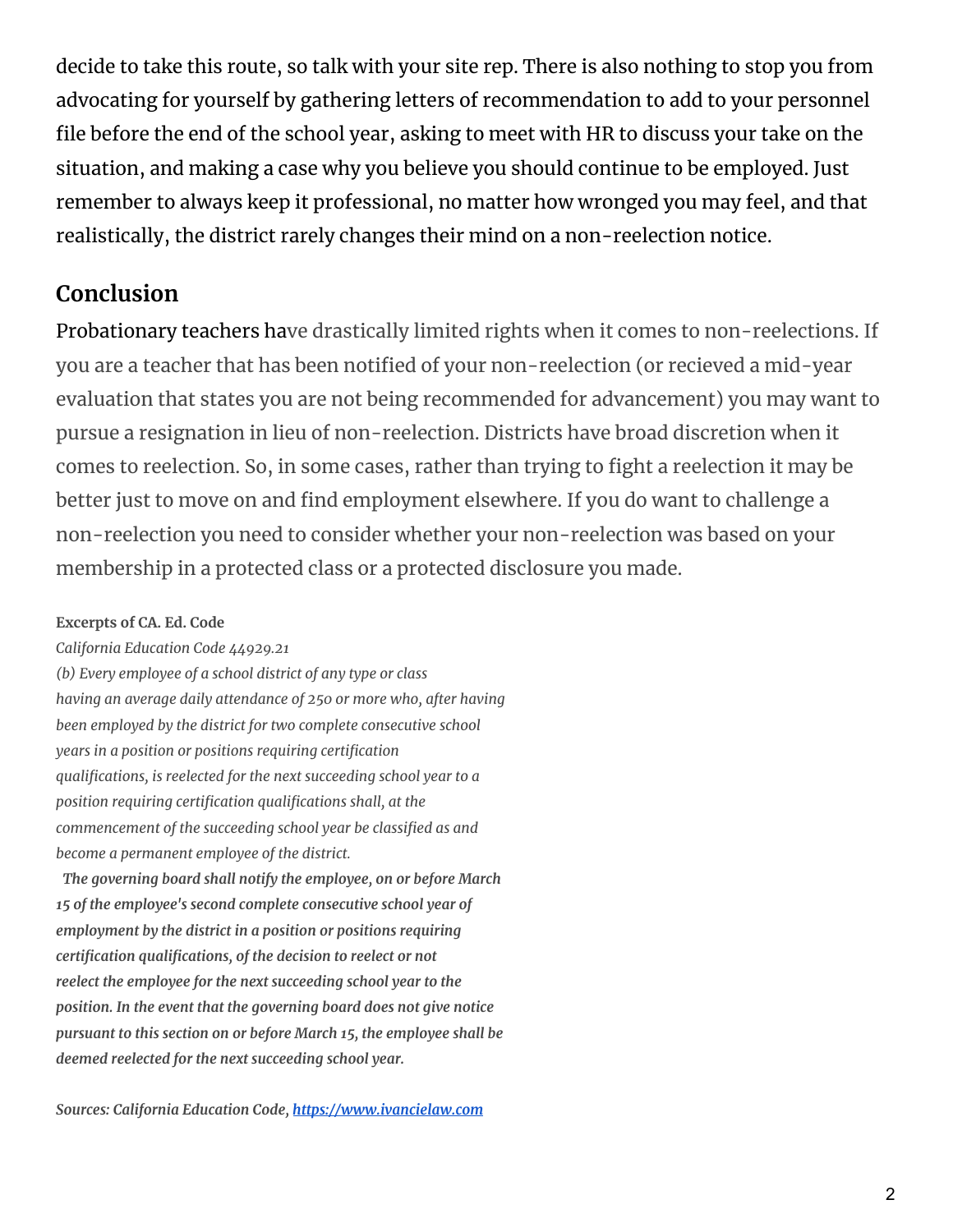decide to take this route, so talk with your site rep. There is also nothing to stop you from advocating for yourself by gathering letters of recommendation to add to your personnel file before the end of the school year, asking to meet with HR to discuss your take on the situation, and making a case why you believe you should continue to be employed. Just remember to always keep it professional, no matter how wronged you may feel, and that realistically, the district rarely changes their mind on a non-reelection notice.

## Conclusion

Probationary teachers have drastically limited rights when it comes to non-reelections. If you are a teacher that has been notified of your non-reelection (or recieved a mid-year evaluation that states you are not being recommended for advancement) you may want to pursue a resignation in lieu of non-reelection. Districts have broad discretion when it comes to reelection. So, in some cases, rather than trying to fight a reelection it may be better just to move on and find employment elsewhere. If you do want to challenge a non-reelection you need to consider whether your non-reelection was based on your membership in a protected class or a protected disclosure you made.

**Excerpts of CA. Ed. Code**

*California Education Code 44929.21*

*(b) Every employee of a school district of any type or class having an average daily attendance of 250 or more who, after having been employed by the district for two complete consecutive school years in a position or positions requiring certification qualifications, is reelected for the next succeeding school year to a position requiring certification qualifications shall, at the commencement of the succeeding school year be classified as and become a permanent employee of the district.*

***The governing board shall notify the employee, on or before March 15 of the employee's second complete consecutive school year of employment by the district in a position or positions requiring certification qualifications, of the decision to reelect or not reelect the employee for the next succeeding school year to the position. In the event that the governing board does not give notice pursuant to this section on or before March 15, the employee shall be deemed reelected for the next succeeding school year.***

*Sources: California Education Code, [https://www.ivancielaw.com](https://www.ivancielaw.com)*